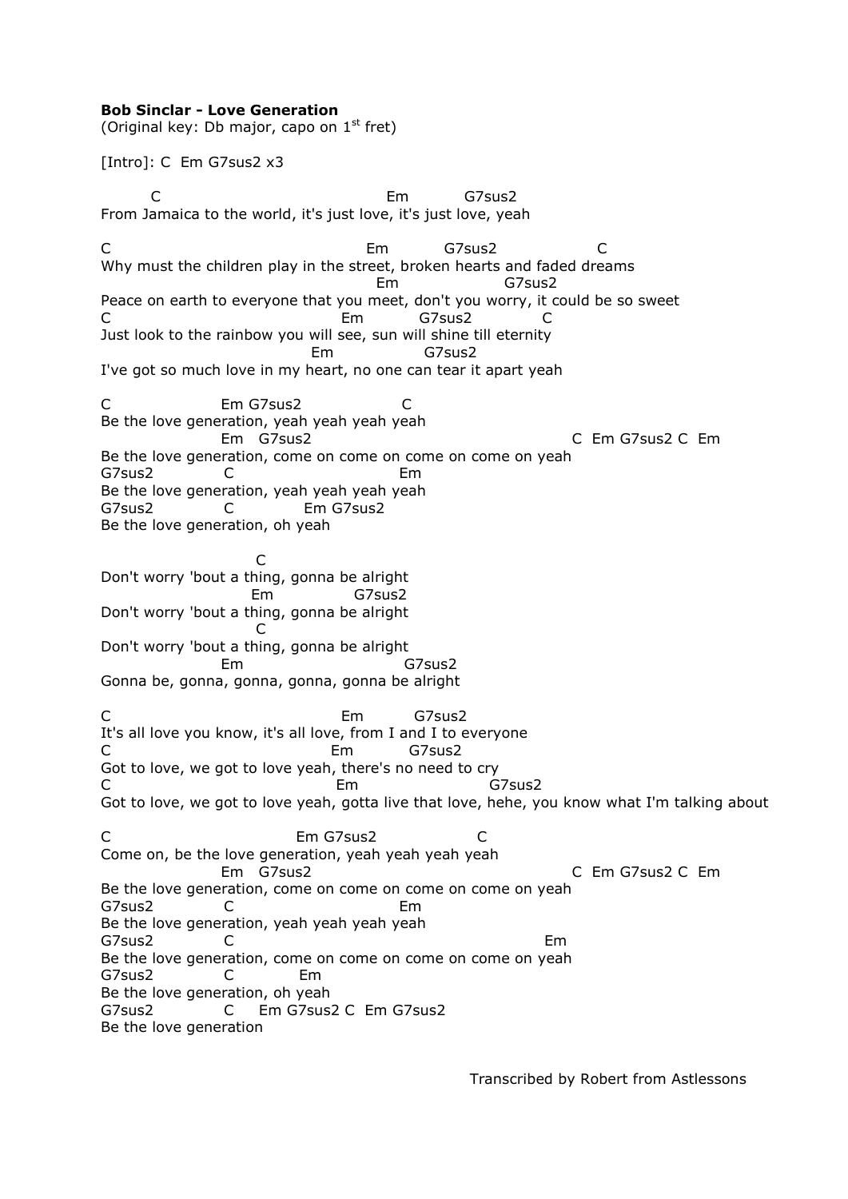**Bob Sinclar - Love Generation**
(Original key: Db major, capo on 1st fret)

[Intro]: C  Em G7sus2 x3

```
        C                                    Em          G7sus2
From Jamaica to the world, it's just love, it's just love, yeah

C                                         Em          G7sus2                C
Why must the children play in the street, broken hearts and faded dreams
                                           Em                  G7sus2
Peace on earth to everyone that you meet, don't you worry, it could be so sweet
C                                     Em          G7sus2          C
Just look to the rainbow you will see, sun will shine till eternity
                                Em                G7sus2
I've got so much love in my heart, no one can tear it apart yeah

C                  Em G7sus2              C
Be the love generation, yeah yeah yeah yeah
                   Em   G7sus2                                    C  Em G7sus2 C  Em
Be the love generation, come on come on come on come on yeah
G7sus2            C                         Em
Be the love generation, yeah yeah yeah yeah
G7sus2            C            Em G7sus2
Be the love generation, oh yeah

                        C
Don't worry 'bout a thing, gonna be alright
                       Em              G7sus2
Don't worry 'bout a thing, gonna be alright
                        C
Don't worry 'bout a thing, gonna be alright
                   Em                          G7sus2
Gonna be, gonna, gonna, gonna, gonna be alright

C                                      Em          G7sus2
It's all love you know, it's all love, from I and I to everyone
C                                    Em           G7sus2
Got to love, we got to love yeah, there's no need to cry
C                                     Em                  G7sus2
Got to love, we got to love yeah, gotta live that love, hehe, you know what I'm talking about

C                               Em G7sus2              C
Come on, be the love generation, yeah yeah yeah yeah
                   Em   G7sus2                                    C  Em G7sus2 C  Em
Be the love generation, come on come on come on come on yeah
G7sus2            C                         Em
Be the love generation, yeah yeah yeah yeah
G7sus2            C                                                   Em
Be the love generation, come on come on come on come on yeah
G7sus2            C           Em
Be the love generation, oh yeah
G7sus2            C    Em G7sus2 C  Em G7sus2
Be the love generation
```

Transcribed by Robert from Astlessons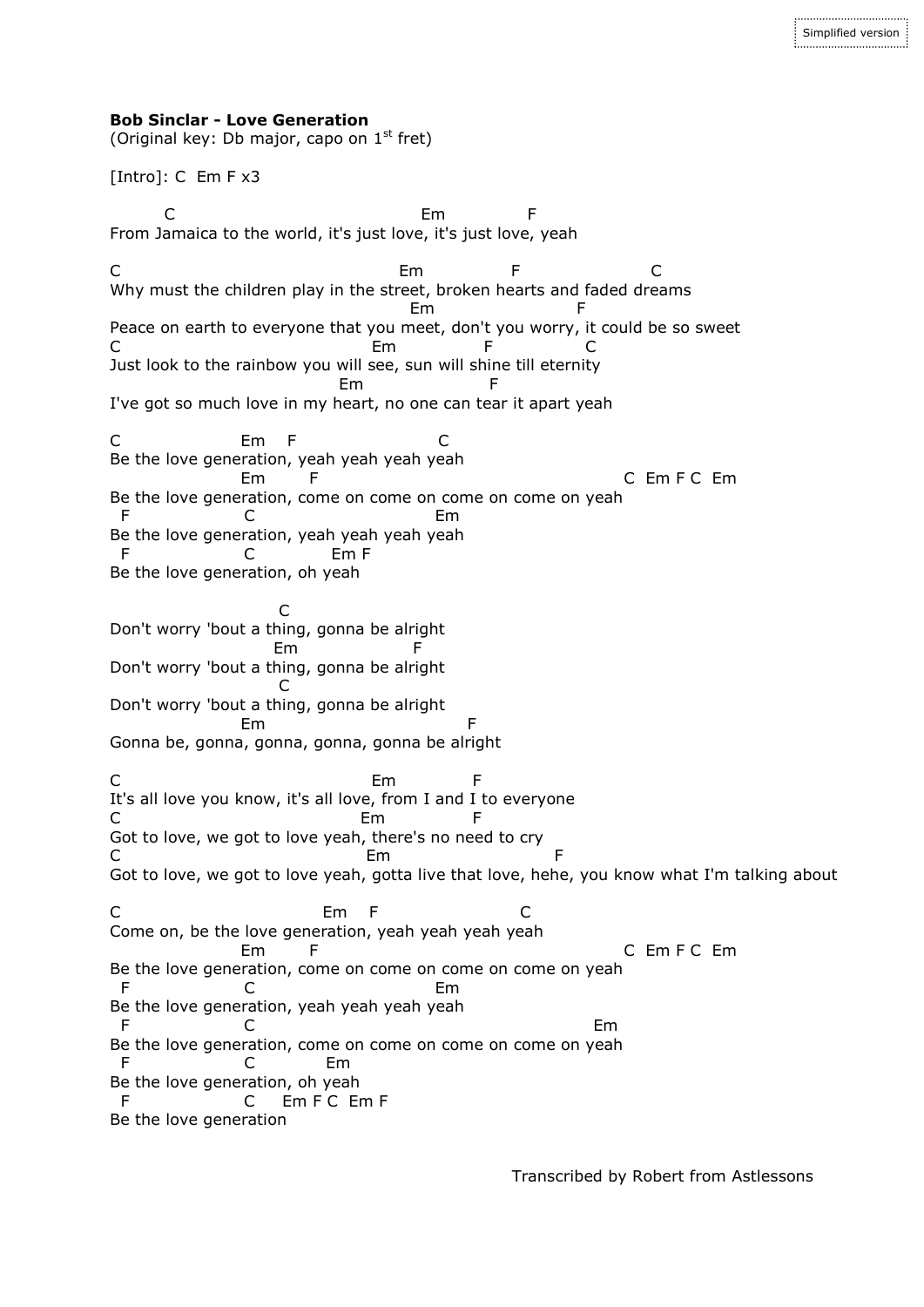Simplified version

**Bob Sinclar - Love Generation**
(Original key: Db major, capo on 1st fret)

[Intro]: C  Em F x3

```
        C                                    Em            F
From Jamaica to the world, it's just love, it's just love, yeah

C                                        Em             F                 C
Why must the children play in the street, broken hearts and faded dreams
                                          Em                    F
Peace on earth to everyone that you meet, don't you worry, it could be so sweet
C                                    Em             F            C
Just look to the rainbow you will see, sun will shine till eternity
                                Em                    F
I've got so much love in my heart, no one can tear it apart yeah

C                  Em    F                      C
Be the love generation, yeah yeah yeah yeah
                   Em       F                                          C  Em F C  Em
Be the love generation, come on come on come on come on yeah
  F                C                           Em
Be the love generation, yeah yeah yeah yeah
  F                C            Em F
Be the love generation, oh yeah

                        C
Don't worry 'bout a thing, gonna be alright
                       Em                 F
Don't worry 'bout a thing, gonna be alright
                        C
Don't worry 'bout a thing, gonna be alright
                   Em                            F
Gonna be, gonna, gonna, gonna, gonna be alright

C                                    Em            F
It's all love you know, it's all love, from I and I to everyone
C                                   Em             F
Got to love, we got to love yeah, there's no need to cry
C                                    Em                      F
Got to love, we got to love yeah, gotta live that love, hehe, you know what I'm talking about

C                              Em    F                      C
Come on, be the love generation, yeah yeah yeah yeah
                   Em       F                                          C  Em F C  Em
Be the love generation, come on come on come on come on yeah
  F                C                           Em
Be the love generation, yeah yeah yeah yeah
  F                C                                                  Em
Be the love generation, come on come on come on come on yeah
  F                C           Em
Be the love generation, oh yeah
  F                C     Em F C  Em F
Be the love generation
```

Transcribed by Robert from Astlessons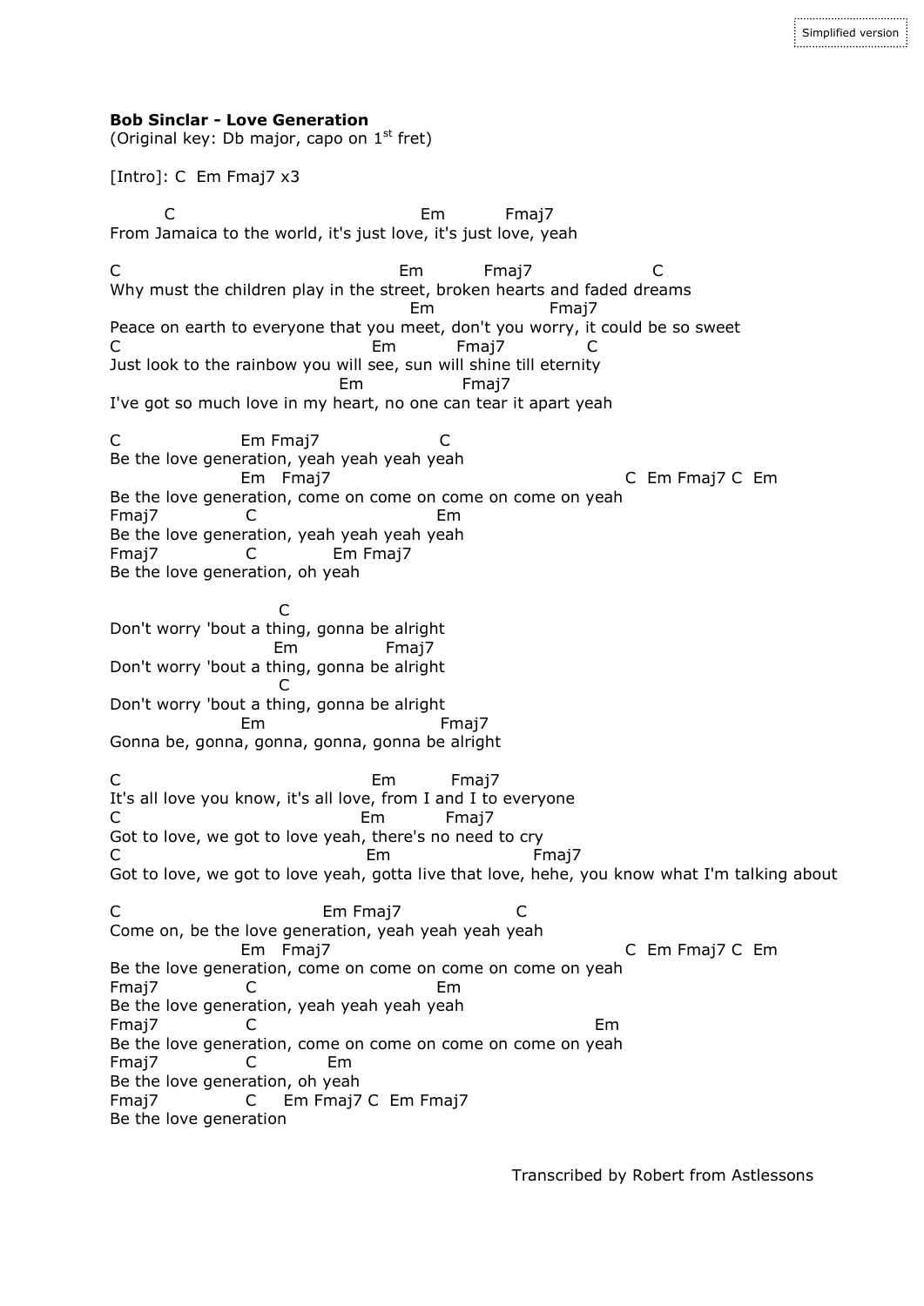Simplified version

**Bob Sinclar - Love Generation**
(Original key: Db major, capo on 1st fret)

[Intro]: C  Em Fmaj7 x3

```
        C                                    Em          Fmaj7
From Jamaica to the world, it's just love, it's just love, yeah

C                                     Em          Fmaj7                C
Why must the children play in the street, broken hearts and faded dreams
                                        Em                Fmaj7
Peace on earth to everyone that you meet, don't you worry, it could be so sweet
C                                  Em          Fmaj7            C
Just look to the rainbow you will see, sun will shine till eternity
                               Em               Fmaj7
I've got so much love in my heart, no one can tear it apart yeah

C                  Em Fmaj7                C
Be the love generation, yeah yeah yeah yeah
                   Em   Fmaj7                                        C  Em Fmaj7 C  Em
Be the love generation, come on come on come on come on yeah
Fmaj7              C                        Em
Be the love generation, yeah yeah yeah yeah
Fmaj7              C            Em Fmaj7
Be the love generation, oh yeah

                        C
Don't worry 'bout a thing, gonna be alright
                         Em              Fmaj7
Don't worry 'bout a thing, gonna be alright
                        C
Don't worry 'bout a thing, gonna be alright
                   Em                          Fmaj7
Gonna be, gonna, gonna, gonna, gonna be alright

C                                    Em         Fmaj7
It's all love you know, it's all love, from I and I to everyone
C                                  Em          Fmaj7
Got to love, we got to love yeah, there's no need to cry
C                                   Em                    Fmaj7
Got to love, we got to love yeah, gotta live that love, hehe, you know what I'm talking about

C                              Em Fmaj7                 C
Come on, be the love generation, yeah yeah yeah yeah
                   Em   Fmaj7                                        C  Em Fmaj7 C  Em
Be the love generation, come on come on come on come on yeah
Fmaj7              C                        Em
Be the love generation, yeah yeah yeah yeah
Fmaj7              C                                                  Em
Be the love generation, come on come on come on come on yeah
Fmaj7              C           Em
Be the love generation, oh yeah
Fmaj7              C    Em Fmaj7 C  Em Fmaj7
Be the love generation
```

Transcribed by Robert from Astlessons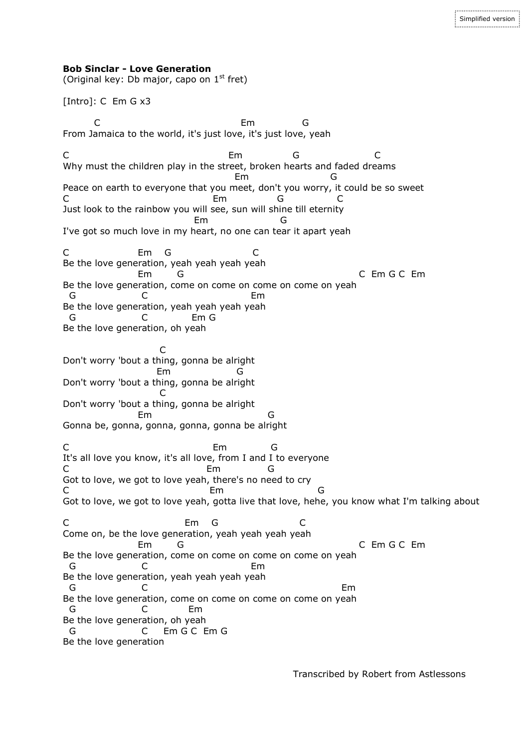Simplified version

**Bob Sinclar - Love Generation**
(Original key: Db major, capo on 1st fret)

[Intro]: C  Em G x3

```
        C                                    Em             G
From Jamaica to the world, it's just love, it's just love, yeah

C                                         Em               G                    C
Why must the children play in the street, broken hearts and faded dreams
                                           Em                     G
Peace on earth to everyone that you meet, don't you worry, it could be so sweet
C                                    Em               G                C
Just look to the rainbow you will see, sun will shine till eternity
                               Em                   G
I've got so much love in my heart, no one can tear it apart yeah

C                  Em    G                     C
Be the love generation, yeah yeah yeah yeah
                   Em       G                                           C  Em G C  Em
Be the love generation, come on come on come on come on yeah
  G                C                       Em
Be the love generation, yeah yeah yeah yeah
  G                C            Em G
Be the love generation, oh yeah

                         C
Don't worry 'bout a thing, gonna be alright
                        Em                 G
Don't worry 'bout a thing, gonna be alright
                         C
Don't worry 'bout a thing, gonna be alright
                   Em                           G
Gonna be, gonna, gonna, gonna, gonna be alright

C                                    Em            G
It's all love you know, it's all love, from I and I to everyone
C                                  Em             G
Got to love, we got to love yeah, there's no need to cry
C                                   Em                      G
Got to love, we got to love yeah, gotta live that love, hehe, you know what I'm talking about

C                              Em    G                        C
Come on, be the love generation, yeah yeah yeah yeah
                   Em       G                                           C  Em G C  Em
Be the love generation, come on come on come on come on yeah
  G                C                       Em
Be the love generation, yeah yeah yeah yeah
  G                C                                                       Em
Be the love generation, come on come on come on come on yeah
  G                C           Em
Be the love generation, oh yeah
  G                C     Em G C  Em G
Be the love generation
```

Transcribed by Robert from Astlessons